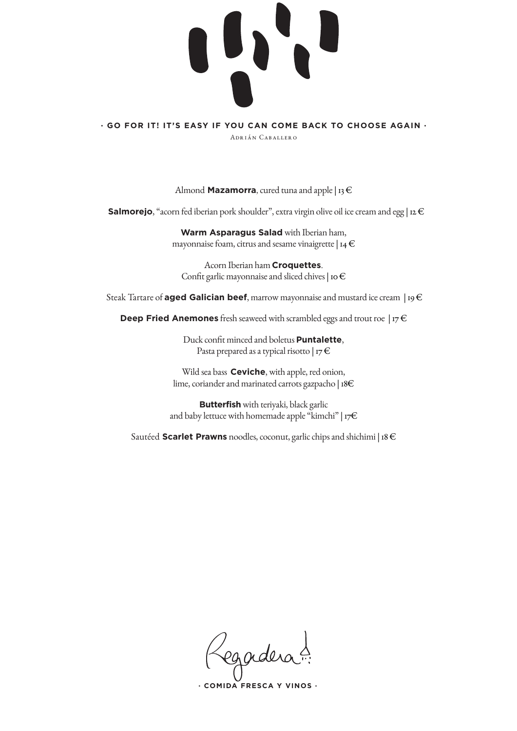**· GO FOR IT! IT'S EASY IF YOU CAN COME BACK TO CHOOSE AGAIN ·**

Adrián Caballero

Almond **Mazamorra**, cured tuna and apple | 13 €

**Salmorejo**, "acorn fed iberian pork shoulder", extra virgin olive oil ice cream and egg | 12 €

**Warm Asparagus Salad** with Iberian ham,
mayonnaise foam, citrus and sesame vinaigrette | 14 €

Acorn Iberian ham **Croquettes**.
Confit garlic mayonnaise and sliced chives | 10 €

Steak Tartare of **aged Galician beef**, marrow mayonnaise and mustard ice cream | 19 €

**Deep Fried Anemones** fresh seaweed with scrambled eggs and trout roe | 17 €

Duck confit minced and boletus **Puntalette**,
Pasta prepared as a typical risotto | 17 €

Wild sea bass **Ceviche**, with apple, red onion,
lime, coriander and marinated carrots gazpacho | 18€

**Butterfish** with teriyaki, black garlic
and baby lettuce with homemade apple "kimchi" | 17€

Sautéed **Scarlet Prawns** noodles, coconut, garlic chips and shichimi | 18 €

Regadera

**· COMIDA FRESCA Y VINOS ·**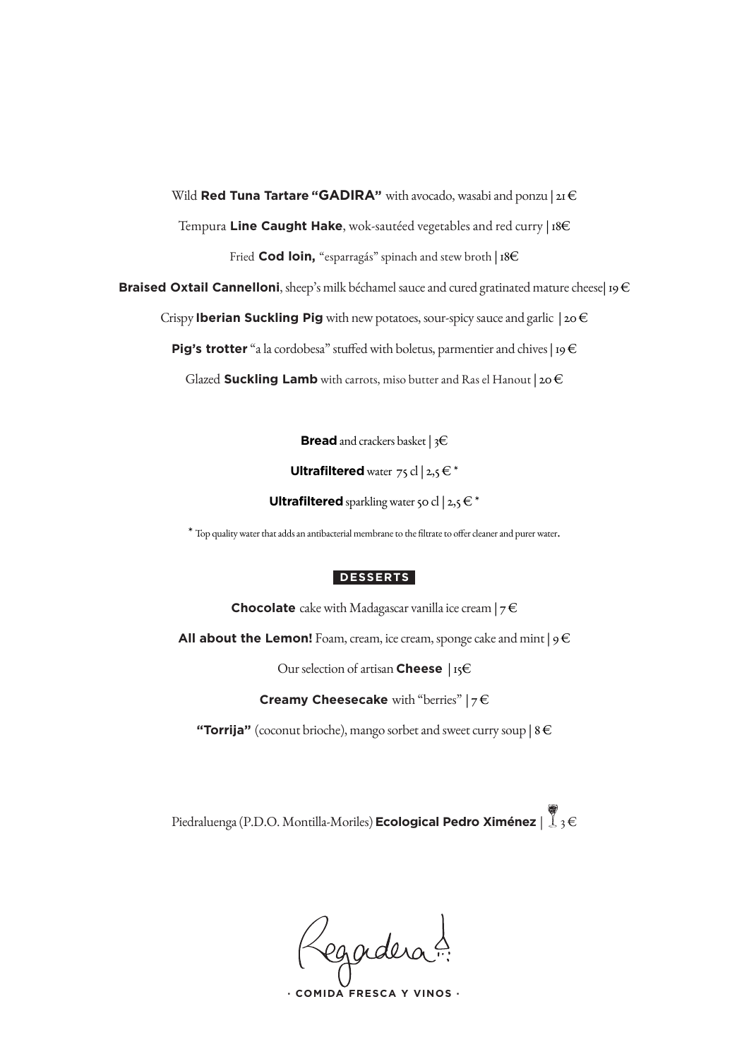Wild **Red Tuna Tartare "GADIRA"** with avocado, wasabi and ponzu | 21 €

Tempura **Line Caught Hake**, wok-sautéed vegetables and red curry | 18€

Fried **Cod loin,** "esparragás" spinach and stew broth | 18€

**Braised Oxtail Cannelloni**, sheep's milk béchamel sauce and cured gratinated mature cheese| 19 €

Crispy **Iberian Suckling Pig** with new potatoes, sour-spicy sauce and garlic | 20 €

**Pig's trotter** "a la cordobesa" stuffed with boletus, parmentier and chives | 19 €

Glazed **Suckling Lamb** with carrots, miso butter and Ras el Hanout | 20 €

**Bread** and crackers basket | 3€

**Ultrafiltered** water 75 cl | 2,5 € *

**Ultrafiltered** sparkling water 50 cl | 2,5 € *

* Top quality water that adds an antibacterial membrane to the filtrate to offer cleaner and purer water.

## DESSERTS

**Chocolate** cake with Madagascar vanilla ice cream | 7 €

**All about the Lemon!** Foam, cream, ice cream, sponge cake and mint | 9 €

Our selection of artisan **Cheese** | 15€

**Creamy Cheesecake** with "berries" | 7 €

**"Torrija"** (coconut brioche), mango sorbet and sweet curry soup | 8 €

Piedraluenga (P.D.O. Montilla-Moriles) **Ecological Pedro Ximénez** | 3 €

Regadera

· COMIDA FRESCA Y VINOS ·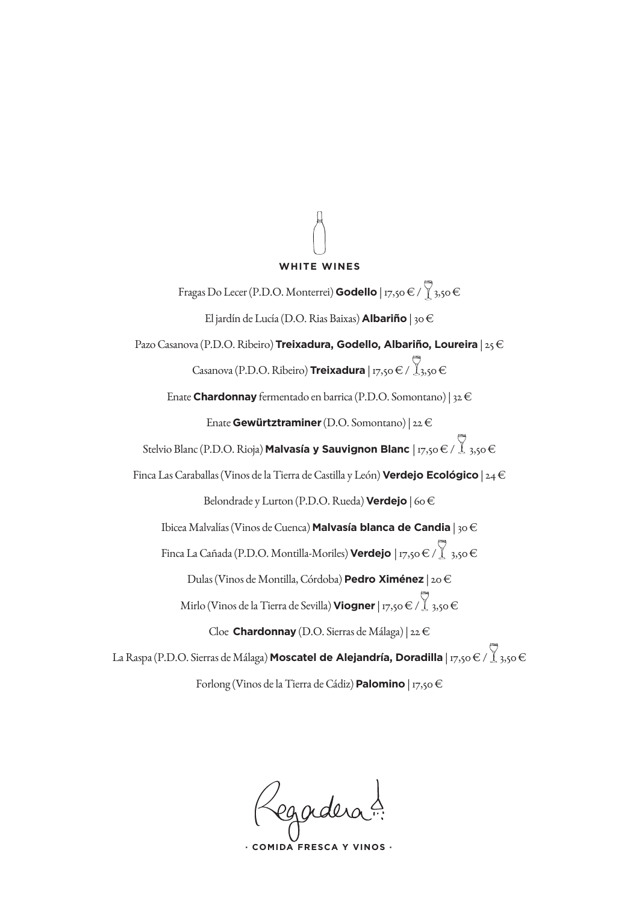## WHITE WINES

Fragas Do Lecer (P.D.O. Monterrei) **Godello** | 17,50 € / 🍷 3,50 €

El jardín de Lucía (D.O. Rias Baixas) **Albariño** | 30 €

Pazo Casanova (P.D.O. Ribeiro) **Treixadura, Godello, Albariño, Loureira** | 25 €

Casanova (P.D.O. Ribeiro) **Treixadura** | 17,50 € / 🍷 3,50 €

Enate **Chardonnay** fermentado en barrica (P.D.O. Somontano) | 32 €

Enate **Gewürztraminer** (D.O. Somontano) | 22 €

Stelvio Blanc (P.D.O. Rioja) **Malvasía y Sauvignon Blanc** | 17,50 € / 🍷 3,50 €

Finca Las Caraballas (Vinos de la Tierra de Castilla y León) **Verdejo Ecológico** | 24 €

Belondrade y Lurton (P.D.O. Rueda) **Verdejo** | 60 €

Ibicea Malvalías (Vinos de Cuenca) **Malvasía blanca de Candia** | 30 €

Finca La Cañada (P.D.O. Montilla-Moriles) **Verdejo** | 17,50 € / 🍷 3,50 €

Dulas (Vinos de Montilla, Córdoba) **Pedro Ximénez** | 20 €

Mirlo (Vinos de la Tierra de Sevilla) **Viogner** | 17,50 € / 🍷 3,50 €

Cloe **Chardonnay** (D.O. Sierras de Málaga) | 22 €

La Raspa (P.D.O. Sierras de Málaga) **Moscatel de Alejandría, Doradilla** | 17,50 € / 🍷 3,50 €

Forlong (Vinos de la Tierra de Cádiz) **Palomino** | 17,50 €

Regadera

· COMIDA FRESCA Y VINOS ·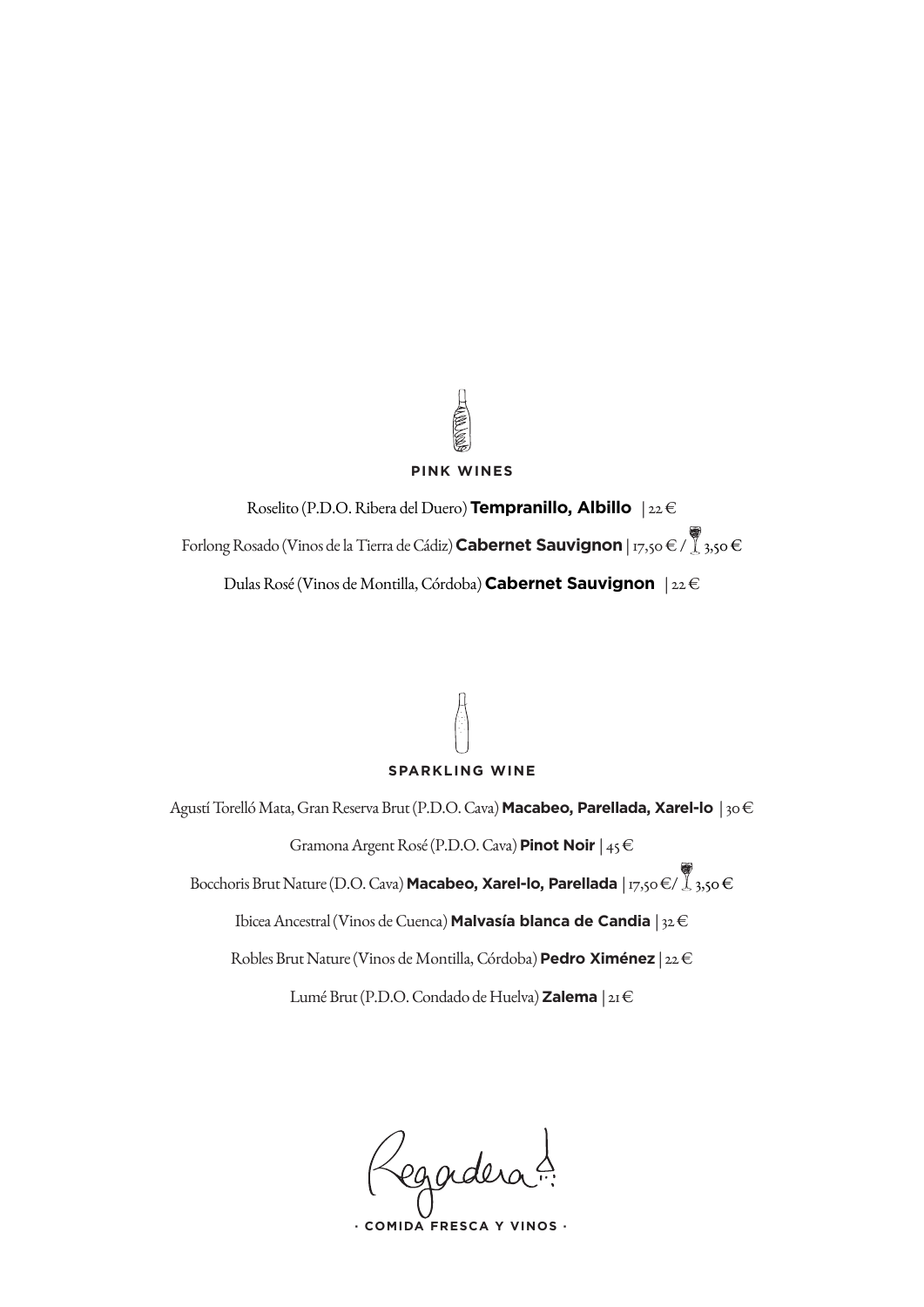## PINK WINES

Roselito (P.D.O. Ribera del Duero) **Tempranillo, Albillo** | 22 €

Forlong Rosado (Vinos de la Tierra de Cádiz) **Cabernet Sauvignon** | 17,50 € / 🍷 3,50 €

Dulas Rosé (Vinos de Montilla, Córdoba) **Cabernet Sauvignon** | 22 €

## SPARKLING WINE

Agustí Torelló Mata, Gran Reserva Brut (P.D.O. Cava) **Macabeo, Parellada, Xarel-lo** | 30 €

Gramona Argent Rosé (P.D.O. Cava) **Pinot Noir** | 45 €

Bocchoris Brut Nature (D.O. Cava) **Macabeo, Xarel-lo, Parellada** | 17,50 €/ 🍷 3,50 €

Ibicea Ancestral (Vinos de Cuenca) **Malvasía blanca de Candia** | 32 €

Robles Brut Nature (Vinos de Montilla, Córdoba) **Pedro Ximénez** | 22 €

Lumé Brut (P.D.O. Condado de Huelva) **Zalema** | 21 €

Regadera

· COMIDA FRESCA Y VINOS ·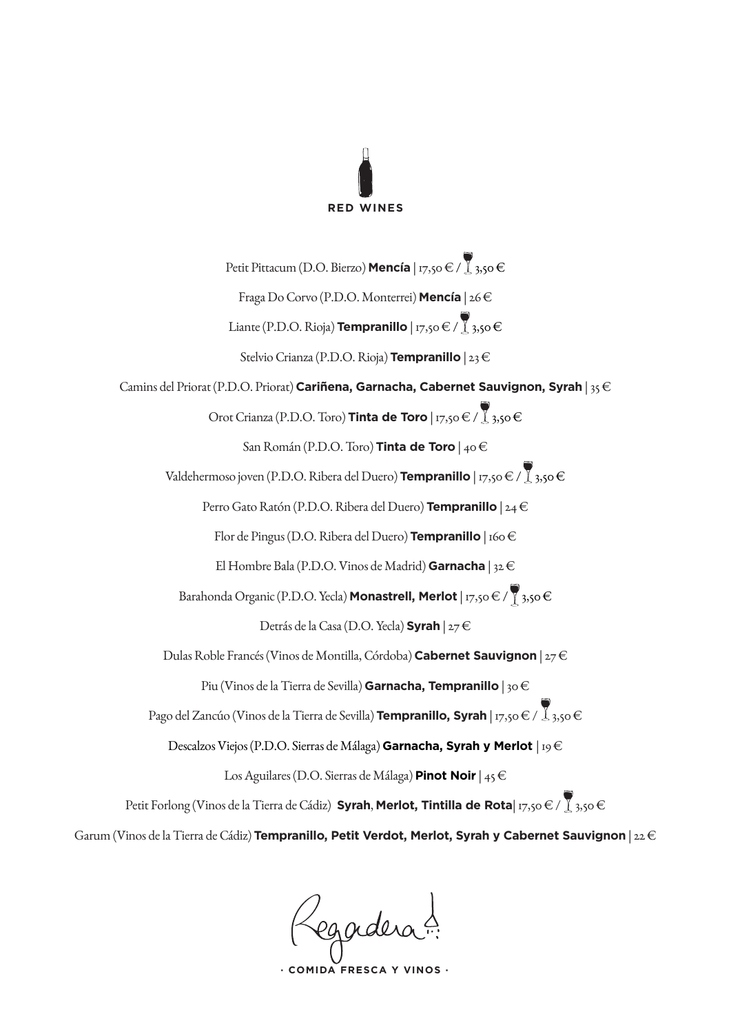## RED WINES

Petit Pittacum (D.O. Bierzo) **Mencía** | 17,50 € / 🍷 3,50 €

Fraga Do Corvo (P.D.O. Monterrei) **Mencía** | 26 €

Liante (P.D.O. Rioja) **Tempranillo** | 17,50 € / 🍷 3,50 €

Stelvio Crianza (P.D.O. Rioja) **Tempranillo** | 23 €

Camins del Priorat (P.D.O. Priorat) **Cariñena, Garnacha, Cabernet Sauvignon, Syrah** | 35 €

Orot Crianza (P.D.O. Toro) **Tinta de Toro** | 17,50 € / 🍷 3,50 €

San Román (P.D.O. Toro) **Tinta de Toro** | 40 €

Valdehermoso joven (P.D.O. Ribera del Duero) **Tempranillo** | 17,50 € / 🍷 3,50 €

Perro Gato Ratón (P.D.O. Ribera del Duero) **Tempranillo** | 24 €

Flor de Pingus (D.O. Ribera del Duero) **Tempranillo** | 160 €

El Hombre Bala (P.D.O. Vinos de Madrid) **Garnacha** | 32 €

Barahonda Organic (P.D.O. Yecla) **Monastrell, Merlot** | 17,50 € / 🍷 3,50 €

Detrás de la Casa (D.O. Yecla) **Syrah** | 27 €

Dulas Roble Francés (Vinos de Montilla, Córdoba) **Cabernet Sauvignon** | 27 €

Piu (Vinos de la Tierra de Sevilla) **Garnacha, Tempranillo** | 30 €

Pago del Zancúo (Vinos de la Tierra de Sevilla) **Tempranillo, Syrah** | 17,50 € / 🍷 3,50 €

Descalzos Viejos (P.D.O. Sierras de Málaga) **Garnacha, Syrah y Merlot** | 19 €

Los Aguilares (D.O. Sierras de Málaga) **Pinot Noir** | 45 €

Petit Forlong (Vinos de la Tierra de Cádiz) **Syrah**, **Merlot, Tintilla de Rota**| 17,50 € / 🍷 3,50 €

Garum (Vinos de la Tierra de Cádiz) **Tempranillo, Petit Verdot, Merlot, Syrah y Cabernet Sauvignon** | 22 €

Regadera

· COMIDA FRESCA Y VINOS ·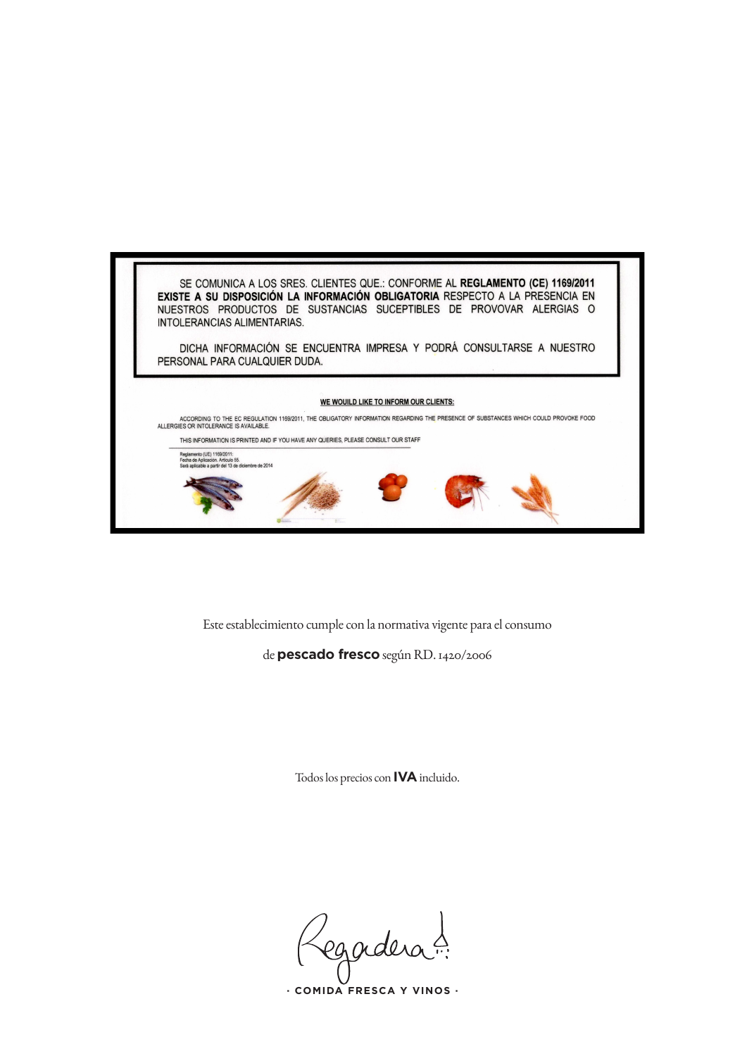SE COMUNICA A LOS SRES. CLIENTES QUE.: CONFORME AL **REGLAMENTO (CE) 1169/2011 EXISTE A SU DISPOSICIÓN LA INFORMACIÓN OBLIGATORIA** RESPECTO A LA PRESENCIA EN NUESTROS PRODUCTOS DE SUSTANCIAS SUCEPTIBLES DE PROVOVAR ALERGIAS O INTOLERANCIAS ALIMENTARIAS.

DICHA INFORMACIÓN SE ENCUENTRA IMPRESA Y PODRÁ CONSULTARSE A NUESTRO PERSONAL PARA CUALQUIER DUDA.

**WE WOUILD LIKE TO INFORM OUR CLIENTS:**

ACCORDING TO THE EC REGULATION 1169/2011, THE OBLIGATORY INFORMATION REGARDING THE PRESENCE OF SUBSTANCES WHICH COULD PROVOKE FOOD ALLERGIES OR INTOLERANCE IS AVAILABLE.

THIS INFORMATION IS PRINTED AND IF YOU HAVE ANY QUERIES, PLEASE CONSULT OUR STAFF

Reglamento (UE) 1169/2011:
Fecha de Aplicación. Artículo 55.
Será aplicable a partir del 13 de diciembre de 2014

Este establecimiento cumple con la normativa vigente para el consumo de **pescado fresco** según RD. 1420/2006

Todos los precios con **IVA** incluido.

Regadera

· COMIDA FRESCA Y VINOS ·